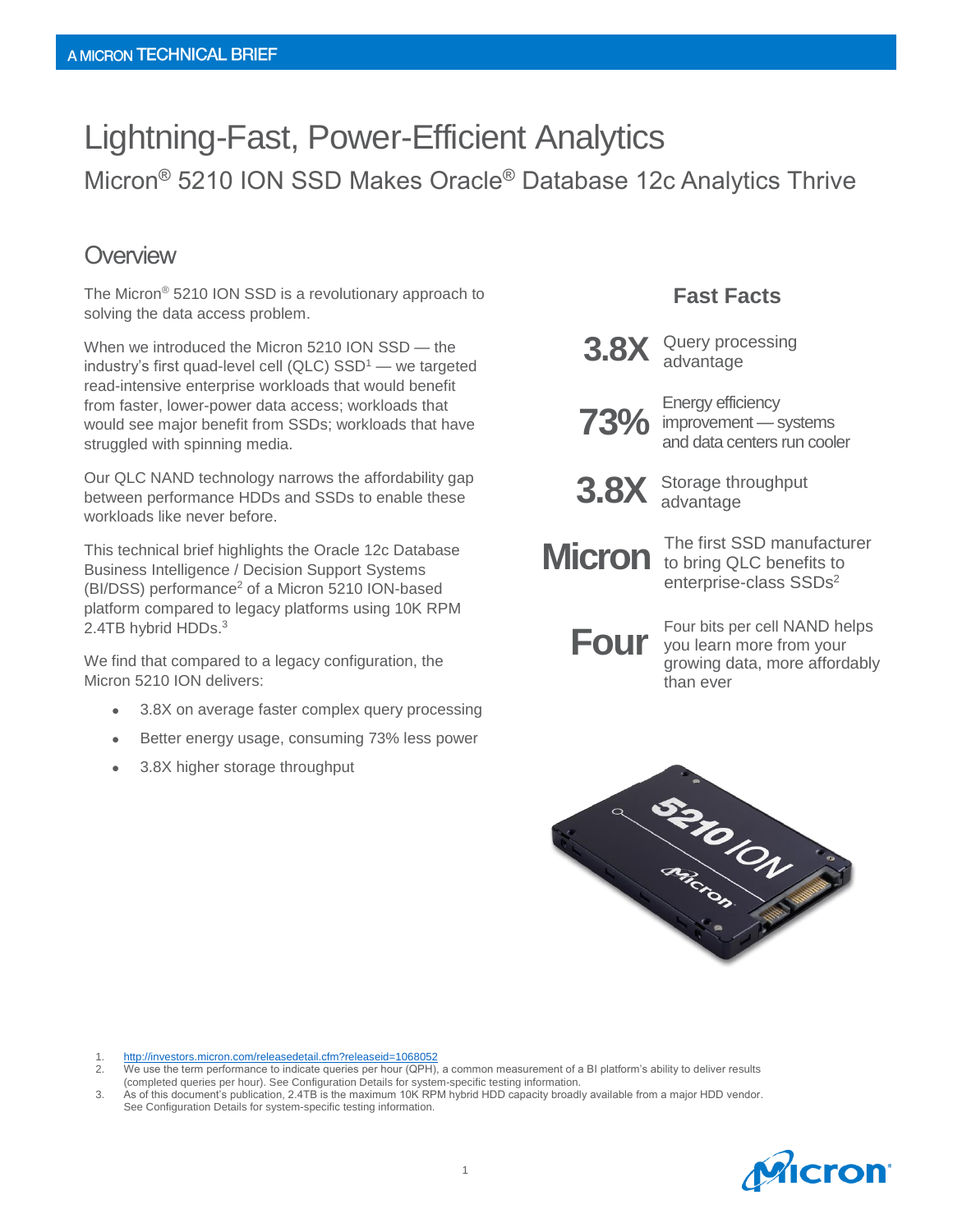A MICRON TECHNICAL BRIEF

# Lightning-Fast, Power-Efficient Analytics

## Micron® 5210 ION SSD Makes Oracle® Database 12c Analytics Thrive

## Overview

The Micron® 5210 ION SSD is a revolutionary approach to solving the data access problem.

When we introduced the Micron 5210 ION SSD — the industry's first quad-level cell (QLC) SSD[1] — we targeted read-intensive enterprise workloads that would benefit from faster, lower-power data access; workloads that would see major benefit from SSDs; workloads that have struggled with spinning media.

Our QLC NAND technology narrows the affordability gap between performance HDDs and SSDs to enable these workloads like never before.

This technical brief highlights the Oracle 12c Database Business Intelligence / Decision Support Systems (BI/DSS) performance[2] of a Micron 5210 ION-based platform compared to legacy platforms using 10K RPM 2.4TB hybrid HDDs.[3]

We find that compared to a legacy configuration, the Micron 5210 ION delivers:

- 3.8X on average faster complex query processing
- Better energy usage, consuming 73% less power
- 3.8X higher storage throughput

### Fast Facts

**3.8X** Query processing advantage

**73%** Energy efficiency improvement — systems and data centers run cooler

**3.8X** Storage throughput advantage

**Micron** The first SSD manufacturer to bring QLC benefits to enterprise-class SSDs[2]

**Four** Four bits per cell NAND helps you learn more from your growing data, more affordably than ever

1. http://investors.micron.com/releasedetail.cfm?releaseid=1068052
2. We use the term performance to indicate queries per hour (QPH), a common measurement of a BI platform's ability to deliver results (completed queries per hour). See Configuration Details for system-specific testing information.
3. As of this document's publication, 2.4TB is the maximum 10K RPM hybrid HDD capacity broadly available from a major HDD vendor. See Configuration Details for system-specific testing information.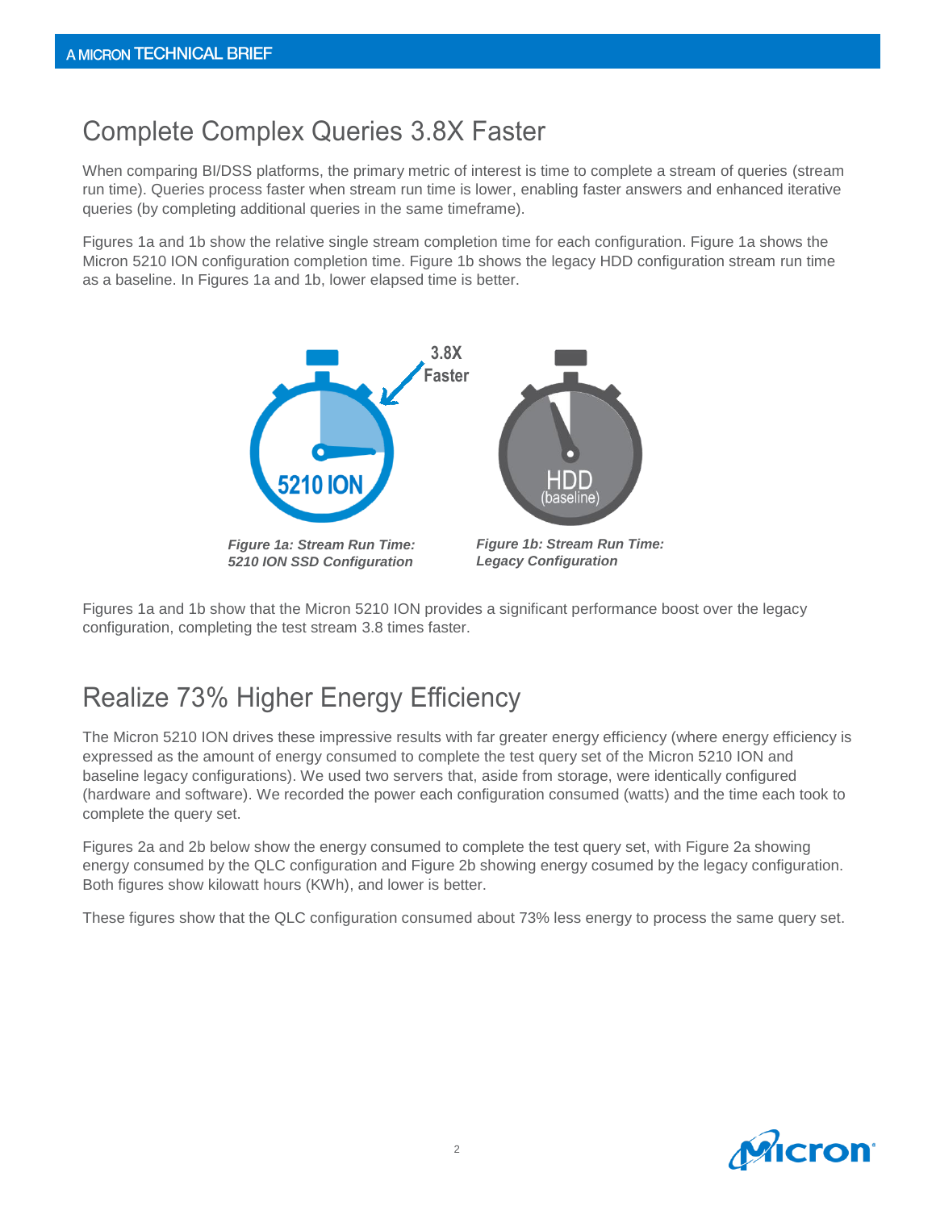## Complete Complex Queries 3.8X Faster

When comparing BI/DSS platforms, the primary metric of interest is time to complete a stream of queries (stream run time). Queries process faster when stream run time is lower, enabling faster answers and enhanced iterative queries (by completing additional queries in the same timeframe).

Figures 1a and 1b show the relative single stream completion time for each configuration. Figure 1a shows the Micron 5210 ION configuration completion time. Figure 1b shows the legacy HDD configuration stream run time as a baseline. In Figures 1a and 1b, lower elapsed time is better.

3.8X Faster

5210 ION

HDD (baseline)

***Figure 1a: Stream Run Time: 5210 ION SSD Configuration***

***Figure 1b: Stream Run Time: Legacy Configuration***

Figures 1a and 1b show that the Micron 5210 ION provides a significant performance boost over the legacy configuration, completing the test stream 3.8 times faster.

## Realize 73% Higher Energy Efficiency

The Micron 5210 ION drives these impressive results with far greater energy efficiency (where energy efficiency is expressed as the amount of energy consumed to complete the test query set of the Micron 5210 ION and baseline legacy configurations). We used two servers that, aside from storage, were identically configured (hardware and software). We recorded the power each configuration consumed (watts) and the time each took to complete the query set.

Figures 2a and 2b below show the energy consumed to complete the test query set, with Figure 2a showing energy consumed by the QLC configuration and Figure 2b showing energy cosumed by the legacy configuration. Both figures show kilowatt hours (KWh), and lower is better.

These figures show that the QLC configuration consumed about 73% less energy to process the same query set.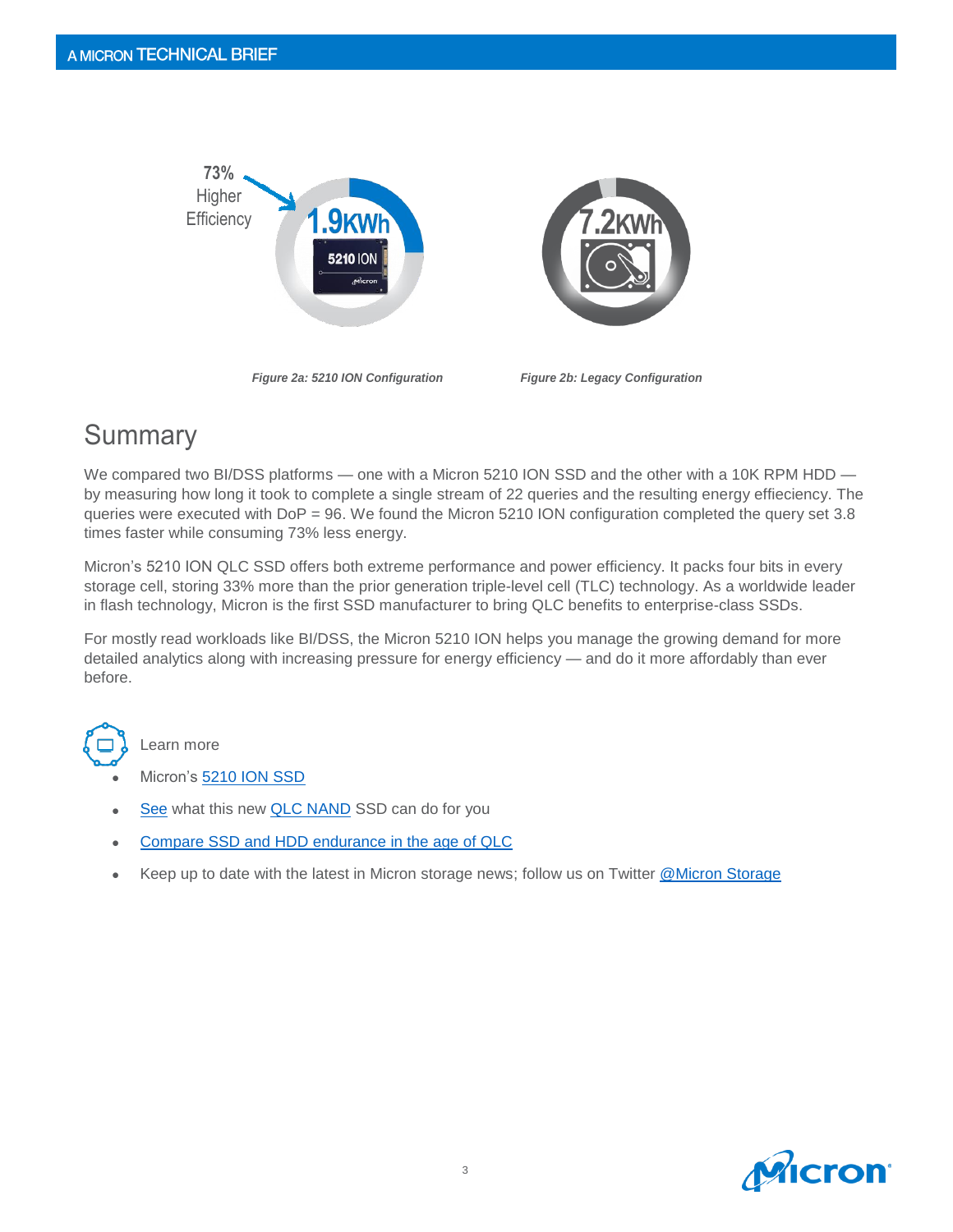73% Higher Efficiency

1.9KWh

7.2KWh

*Figure 2a: 5210 ION Configuration*

*Figure 2b: Legacy Configuration*

## Summary

We compared two BI/DSS platforms — one with a Micron 5210 ION SSD and the other with a 10K RPM HDD — by measuring how long it took to complete a single stream of 22 queries and the resulting energy effiecieny. The queries were executed with DoP = 96. We found the Micron 5210 ION configuration completed the query set 3.8 times faster while consuming 73% less energy.

Micron's 5210 ION QLC SSD offers both extreme performance and power efficiency. It packs four bits in every storage cell, storing 33% more than the prior generation triple-level cell (TLC) technology. As a worldwide leader in flash technology, Micron is the first SSD manufacturer to bring QLC benefits to enterprise-class SSDs.

For mostly read workloads like BI/DSS, the Micron 5210 ION helps you manage the growing demand for more detailed analytics along with increasing pressure for energy efficiency — and do it more affordably than ever before.

Learn more

- Micron's 5210 ION SSD
- See what this new QLC NAND SSD can do for you
- Compare SSD and HDD endurance in the age of QLC
- Keep up to date with the latest in Micron storage news; follow us on Twitter @Micron Storage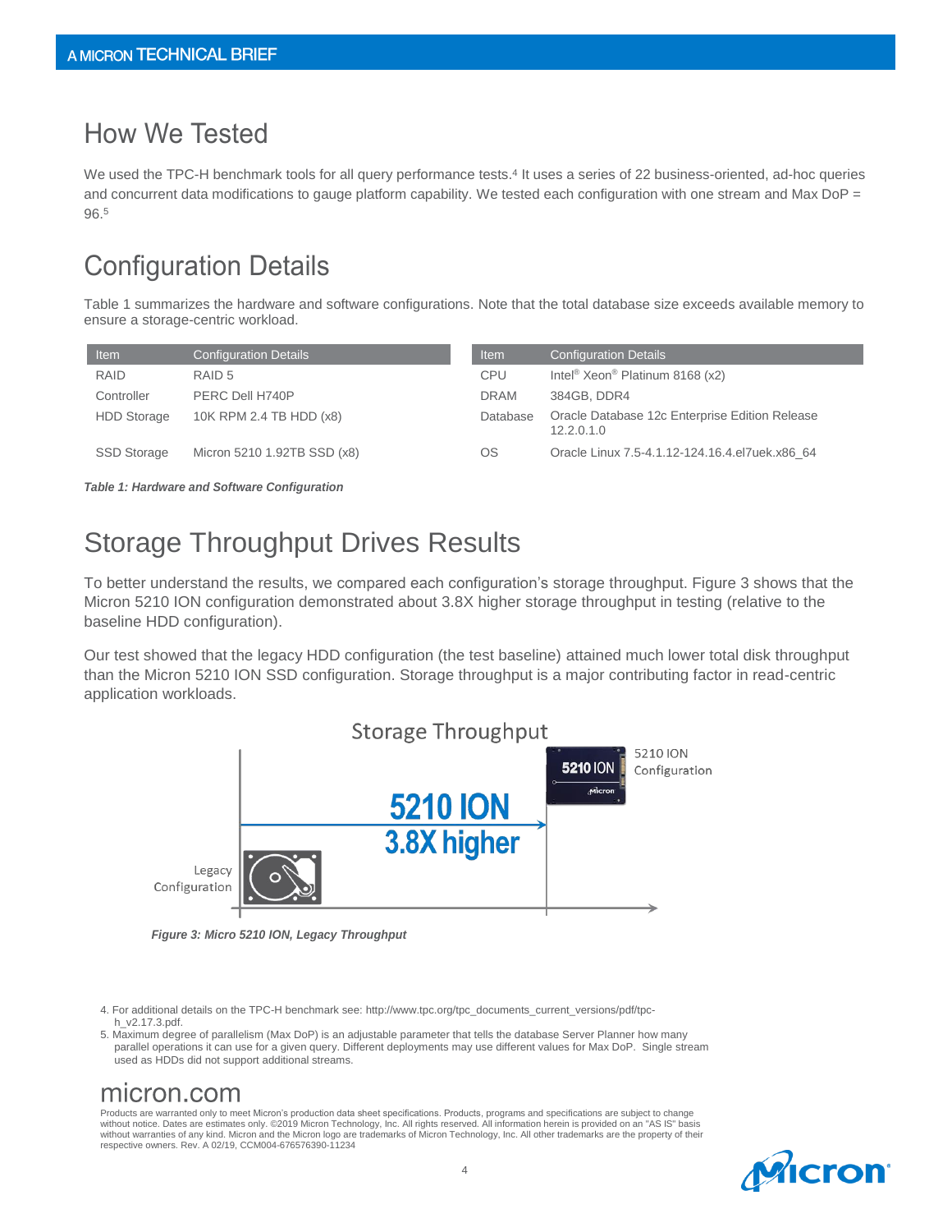## How We Tested

We used the TPC-H benchmark tools for all query performance tests.[4] It uses a series of 22 business-oriented, ad-hoc queries and concurrent data modifications to gauge platform capability. We tested each configuration with one stream and Max DoP = 96.[5]

## Configuration Details

Table 1 summarizes the hardware and software configurations. Note that the total database size exceeds available memory to ensure a storage-centric workload.

| Item | Configuration Details | Item | Configuration Details |
|---|---|---|---|
| RAID | RAID 5 | CPU | Intel® Xeon® Platinum 8168 (x2) |
| Controller | PERC Dell H740P | DRAM | 384GB, DDR4 |
| HDD Storage | 10K RPM 2.4 TB HDD (x8) | Database | Oracle Database 12c Enterprise Edition Release 12.2.0.1.0 |
| SSD Storage | Micron 5210 1.92TB SSD (x8) | OS | Oracle Linux 7.5-4.1.12-124.16.4.el7uek.x86_64 |

*Table 1: Hardware and Software Configuration*

## Storage Throughput Drives Results

To better understand the results, we compared each configuration's storage throughput. Figure 3 shows that the Micron 5210 ION configuration demonstrated about 3.8X higher storage throughput in testing (relative to the baseline HDD configuration).

Our test showed that the legacy HDD configuration (the test baseline) attained much lower total disk throughput than the Micron 5210 ION SSD configuration. Storage throughput is a major contributing factor in read-centric application workloads.

Storage Throughput

5210 ION Configuration

5210 ION
3.8X higher

Legacy Configuration

*Figure 3: Micro 5210 ION, Legacy Throughput*

4. For additional details on the TPC-H benchmark see: http://www.tpc.org/tpc_documents_current_versions/pdf/tpc-h_v2.17.3.pdf.
5. Maximum degree of parallelism (Max DoP) is an adjustable parameter that tells the database Server Planner how many parallel operations it can use for a given query. Different deployments may use different values for Max DoP. Single stream used as HDDs did not support additional streams.

micron.com

Products are warranted only to meet Micron's production data sheet specifications. Products, programs and specifications are subject to change without notice. Dates are estimates only. ©2019 Micron Technology, Inc. All rights reserved. All information herein is provided on an "AS IS" basis without warranties of any kind. Micron and the Micron logo are trademarks of Micron Technology, Inc. All other trademarks are the property of their respective owners. Rev. A 02/19, CCM004-676576390-11234